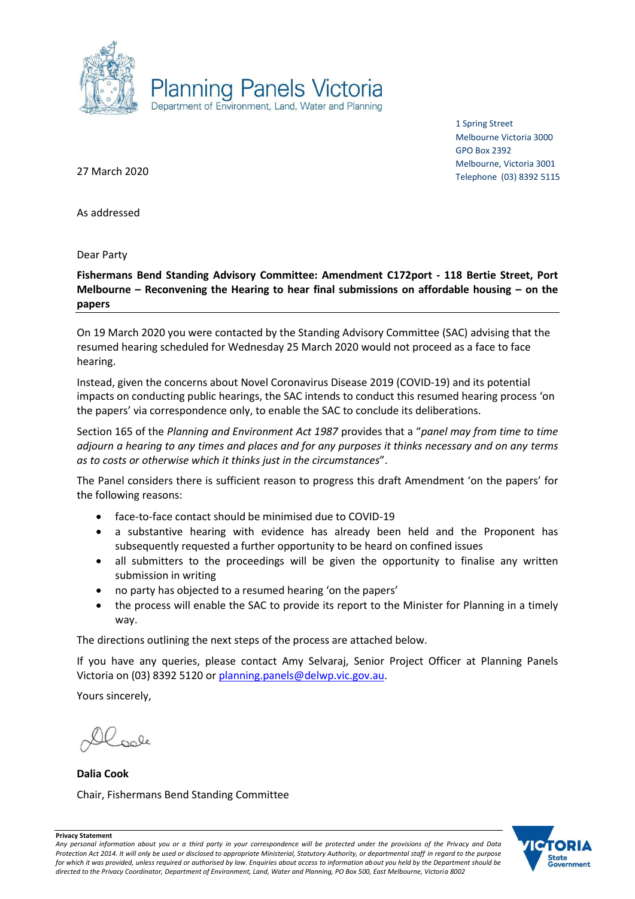Planning Panels Victoria
Department of Environment, Land, Water and Planning

1 Spring Street
Melbourne Victoria 3000
GPO Box 2392
Melbourne, Victoria 3001
Telephone (03) 8392 5115

27 March 2020

As addressed

Dear Party

**Fishermans Bend Standing Advisory Committee: Amendment C172port - 118 Bertie Street, Port Melbourne – Reconvening the Hearing to hear final submissions on affordable housing – on the papers**

On 19 March 2020 you were contacted by the Standing Advisory Committee (SAC) advising that the resumed hearing scheduled for Wednesday 25 March 2020 would not proceed as a face to face hearing.

Instead, given the concerns about Novel Coronavirus Disease 2019 (COVID-19) and its potential impacts on conducting public hearings, the SAC intends to conduct this resumed hearing process 'on the papers' via correspondence only, to enable the SAC to conclude its deliberations.

Section 165 of the *Planning and Environment Act 1987* provides that a "*panel may from time to time adjourn a hearing to any times and places and for any purposes it thinks necessary and on any terms as to costs or otherwise which it thinks just in the circumstances*".

The Panel considers there is sufficient reason to progress this draft Amendment 'on the papers' for the following reasons:

- face-to-face contact should be minimised due to COVID-19
- a substantive hearing with evidence has already been held and the Proponent has subsequently requested a further opportunity to be heard on confined issues
- all submitters to the proceedings will be given the opportunity to finalise any written submission in writing
- no party has objected to a resumed hearing 'on the papers'
- the process will enable the SAC to provide its report to the Minister for Planning in a timely way.

The directions outlining the next steps of the process are attached below.

If you have any queries, please contact Amy Selvaraj, Senior Project Officer at Planning Panels Victoria on (03) 8392 5120 or planning.panels@delwp.vic.gov.au.

Yours sincerely,

**Dalia Cook**
Chair, Fishermans Bend Standing Committee

**Privacy Statement**
*Any personal information about you or a third party in your correspondence will be protected under the provisions of the Privacy and Data Protection Act 2014. It will only be used or disclosed to appropriate Ministerial, Statutory Authority, or departmental staff in regard to the purpose for which it was provided, unless required or authorised by law. Enquiries about access to information about you held by the Department should be directed to the Privacy Coordinator, Department of Environment, Land, Water and Planning, PO Box 500, East Melbourne, Victoria 8002*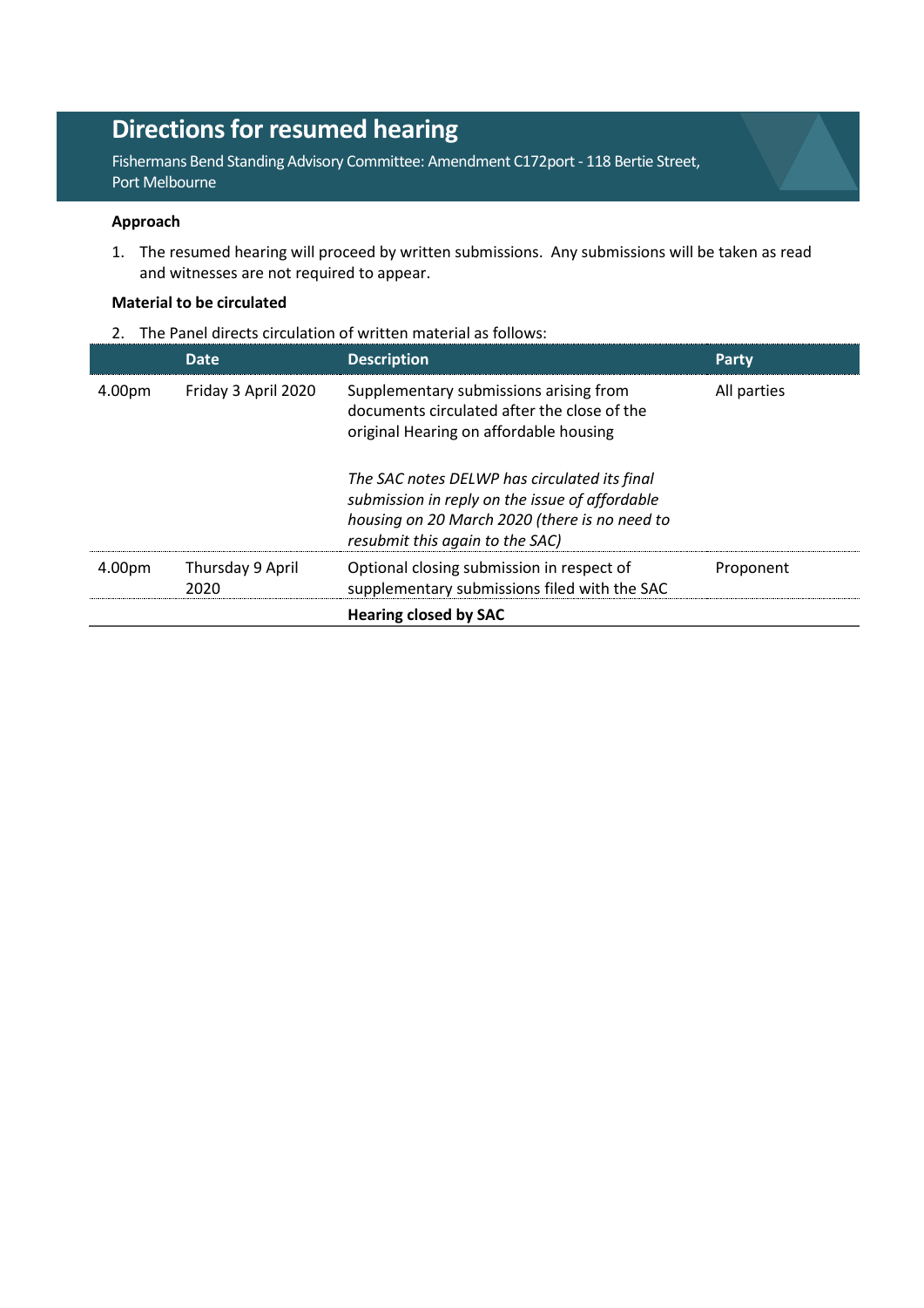# Directions for resumed hearing

Fishermans Bend Standing Advisory Committee: Amendment C172port - 118 Bertie Street, Port Melbourne

**Approach**

1. The resumed hearing will proceed by written submissions. Any submissions will be taken as read and witnesses are not required to appear.

**Material to be circulated**

2. The Panel directs circulation of written material as follows:

| | Date | Description | Party |
|---|---|---|---|
| 4.00pm | Friday 3 April 2020 | Supplementary submissions arising from documents circulated after the close of the original Hearing on affordable housing<br><br>*The SAC notes DELWP has circulated its final submission in reply on the issue of affordable housing on 20 March 2020 (there is no need to resubmit this again to the SAC)* | All parties |
| 4.00pm | Thursday 9 April 2020 | Optional closing submission in respect of supplementary submissions filed with the SAC | Proponent |
| | | **Hearing closed by SAC** | |